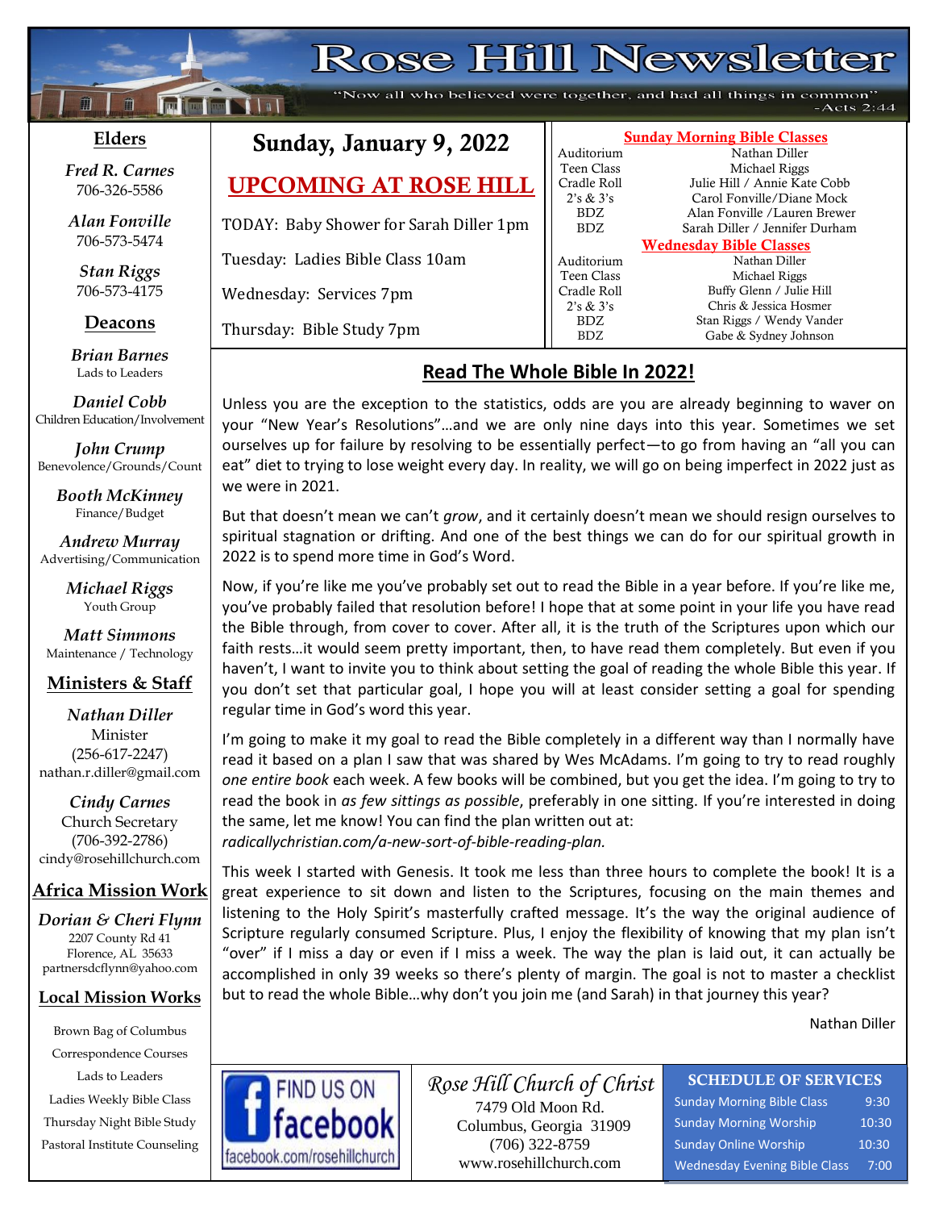# Rose Hill Newsletter

"Now all who believed were together, and had all things in common" -Acts 2:44

## Elders

*Fred R. Carnes*
706-326-5586

*Alan Fonville*
706-573-5474

*Stan Riggs*
706-573-4175

## Deacons

*Brian Barnes*
Lads to Leaders

*Daniel Cobb*
Children Education/Involvement

*John Crump*
Benevolence/Grounds/Count

*Booth McKinney*
Finance/Budget

*Andrew Murray*
Advertising/Communication

*Michael Riggs*
Youth Group

*Matt Simmons*
Maintenance / Technology

## Ministers & Staff

*Nathan Diller*
Minister
(256-617-2247)
nathan.r.diller@gmail.com

*Cindy Carnes*
Church Secretary
(706-392-2786)
cindy@rosehillchurch.com

## Africa Mission Work

*Dorian & Cheri Flynn*
2207 County Rd 41
Florence, AL 35633
partnersdcflynn@yahoo.com

## Local Mission Works

Brown Bag of Columbus
Correspondence Courses
Lads to Leaders
Ladies Weekly Bible Class
Thursday Night Bible Study
Pastoral Institute Counseling

## Sunday, January 9, 2022

## UPCOMING AT ROSE HILL

TODAY: Baby Shower for Sarah Diller 1pm

Tuesday: Ladies Bible Class 10am

Wednesday: Services 7pm

Thursday: Bible Study 7pm

### Sunday Morning Bible Classes

| | |
|---|---|
| Auditorium | Nathan Diller |
| Teen Class | Michael Riggs |
| Cradle Roll | Julie Hill / Annie Kate Cobb |
| 2's & 3's | Carol Fonville/Diane Mock |
| BDZ | Alan Fonville /Lauren Brewer |
| BDZ | Sarah Diller / Jennifer Durham |

### Wednesday Bible Classes

| | |
|---|---|
| Auditorium | Nathan Diller |
| Teen Class | Michael Riggs |
| Cradle Roll | Buffy Glenn / Julie Hill |
| 2's & 3's | Chris & Jessica Hosmer |
| BDZ | Stan Riggs / Wendy Vander |
| BDZ | Gabe & Sydney Johnson |

## Read The Whole Bible In 2022!

Unless you are the exception to the statistics, odds are you are already beginning to waver on your "New Year's Resolutions"…and we are only nine days into this year. Sometimes we set ourselves up for failure by resolving to be essentially perfect—to go from having an "all you can eat" diet to trying to lose weight every day. In reality, we will go on being imperfect in 2022 just as we were in 2021.

But that doesn't mean we can't *grow*, and it certainly doesn't mean we should resign ourselves to spiritual stagnation or drifting. And one of the best things we can do for our spiritual growth in 2022 is to spend more time in God's Word.

Now, if you're like me you've probably set out to read the Bible in a year before. If you're like me, you've probably failed that resolution before! I hope that at some point in your life you have read the Bible through, from cover to cover. After all, it is the truth of the Scriptures upon which our faith rests…it would seem pretty important, then, to have read them completely. But even if you haven't, I want to invite you to think about setting the goal of reading the whole Bible this year. If you don't set that particular goal, I hope you will at least consider setting a goal for spending regular time in God's word this year.

I'm going to make it my goal to read the Bible completely in a different way than I normally have read it based on a plan I saw that was shared by Wes McAdams. I'm going to try to read roughly *one entire book* each week. A few books will be combined, but you get the idea. I'm going to try to read the book in *as few sittings as possible*, preferably in one sitting. If you're interested in doing the same, let me know! You can find the plan written out at: *radicallychristian.com/a-new-sort-of-bible-reading-plan.*

This week I started with Genesis. It took me less than three hours to complete the book! It is a great experience to sit down and listen to the Scriptures, focusing on the main themes and listening to the Holy Spirit's masterfully crafted message. It's the way the original audience of Scripture regularly consumed Scripture. Plus, I enjoy the flexibility of knowing that my plan isn't "over" if I miss a day or even if I miss a week. The way the plan is laid out, it can actually be accomplished in only 39 weeks so there's plenty of margin. The goal is not to master a checklist but to read the whole Bible…why don't you join me (and Sarah) in that journey this year?

Nathan Diller

FIND US ON facebook
facebook.com/rosehillchurch

*Rose Hill Church of Christ*
7479 Old Moon Rd.
Columbus, Georgia 31909
(706) 322-8759
www.rosehillchurch.com

### SCHEDULE OF SERVICES

| | |
|---|---|
| Sunday Morning Bible Class | 9:30 |
| Sunday Morning Worship | 10:30 |
| Sunday Online Worship | 10:30 |
| Wednesday Evening Bible Class | 7:00 |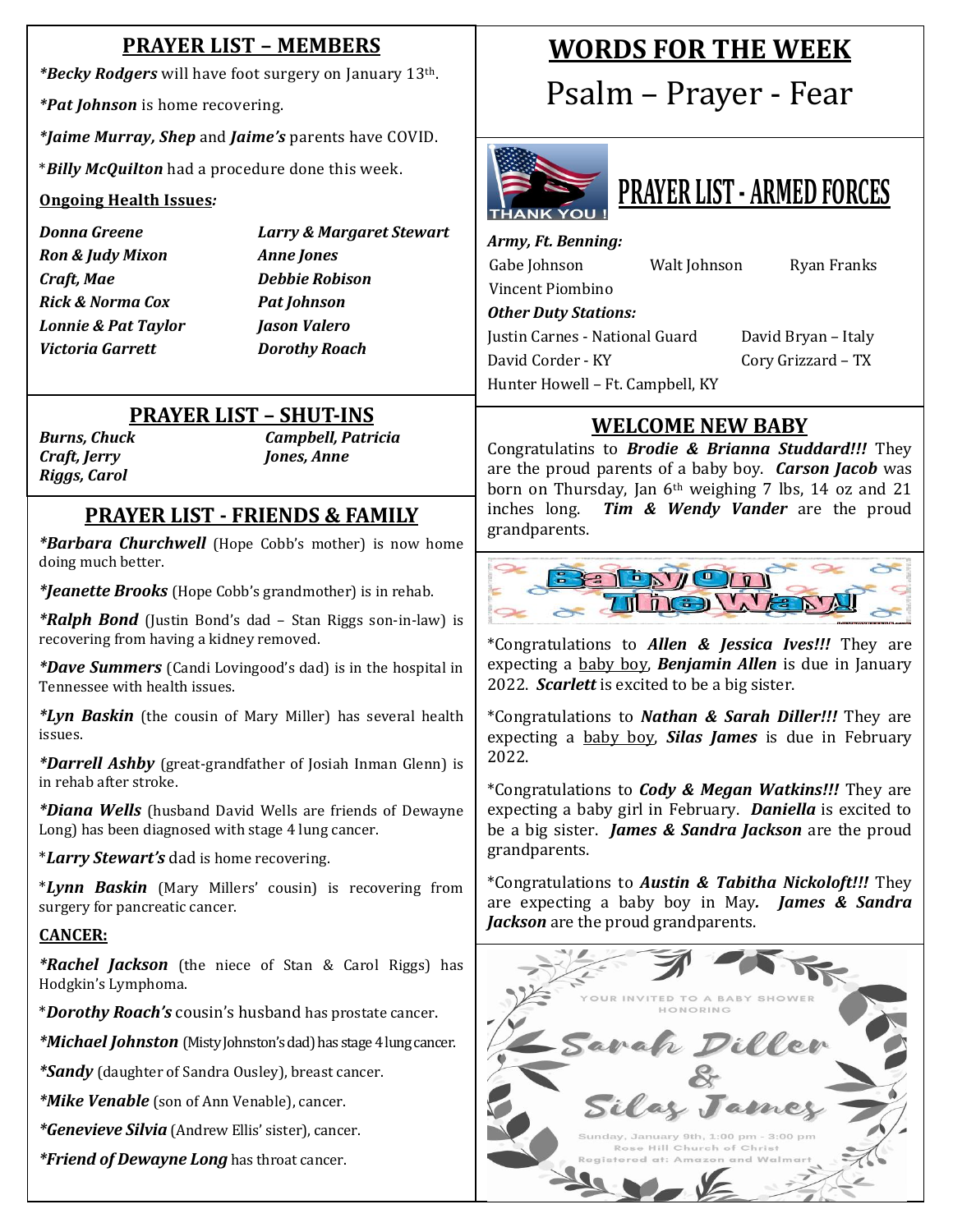## PRAYER LIST – MEMBERS

***Becky Rodgers** will have foot surgery on January 13th.

***Pat Johnson** is home recovering.

***Jaime Murray, Shep** and **Jaime's** parents have COVID.

***Billy McQuilton** had a procedure done this week.

**Ongoing Health Issues:**

| | |
|---|---|
| ***Donna Greene*** | ***Larry & Margaret Stewart*** |
| ***Ron & Judy Mixon*** | ***Anne Jones*** |
| ***Craft, Mae*** | ***Debbie Robison*** |
| ***Rick & Norma Cox*** | ***Pat Johnson*** |
| ***Lonnie & Pat Taylor*** | ***Jason Valero*** |
| ***Victoria Garrett*** | ***Dorothy Roach*** |

## PRAYER LIST – SHUT-INS

| | |
|---|---|
| ***Burns, Chuck*** | ***Campbell, Patricia*** |
| ***Craft, Jerry*** | ***Jones, Anne*** |
| ***Riggs, Carol*** | |

## PRAYER LIST - FRIENDS & FAMILY

***Barbara Churchwell** (Hope Cobb's mother) is now home doing much better.

***Jeanette Brooks** (Hope Cobb's grandmother) is in rehab.

***Ralph Bond** (Justin Bond's dad – Stan Riggs son-in-law) is recovering from having a kidney removed.

***Dave Summers** (Candi Lovingood's dad) is in the hospital in Tennessee with health issues.

***Lyn Baskin** (the cousin of Mary Miller) has several health issues.

***Darrell Ashby** (great-grandfather of Josiah Inman Glenn) is in rehab after stroke.

***Diana Wells** (husband David Wells are friends of Dewayne Long) has been diagnosed with stage 4 lung cancer.

***Larry Stewart's** dad is home recovering.

***Lynn Baskin** (Mary Millers' cousin) is recovering from surgery for pancreatic cancer.

**CANCER:**

***Rachel Jackson** (the niece of Stan & Carol Riggs) has Hodgkin's Lymphoma.

***Dorothy Roach's** cousin's husband has prostate cancer.

***Michael Johnston** (Misty Johnston's dad) has stage 4 lung cancer.

***Sandy** (daughter of Sandra Ousley), breast cancer.

***Mike Venable** (son of Ann Venable), cancer.

***Genevieve Silvia** (Andrew Ellis' sister), cancer.

***Friend of Dewayne Long** has throat cancer.

## WORDS FOR THE WEEK

Psalm – Prayer - Fear

## PRAYER LIST - ARMED FORCES

***Army, Ft. Benning:***

Gabe Johnson, Walt Johnson, Ryan Franks, Vincent Piombino

***Other Duty Stations:***

Justin Carnes - National Guard

David Bryan – Italy

David Corder - KY

Cory Grizzard – TX

Hunter Howell – Ft. Campbell, KY

## WELCOME NEW BABY

Congratulatins to ***Brodie & Brianna Studdard!!!*** They are the proud parents of a baby boy. ***Carson Jacob*** was born on Thursday, Jan 6th weighing 7 lbs, 14 oz and 21 inches long. ***Tim & Wendy Vander*** are the proud grandparents.

## Baby On The Way!

*Congratulations to ***Allen & Jessica Ives!!!*** They are expecting a baby boy, ***Benjamin Allen*** is due in January 2022. ***Scarlett*** is excited to be a big sister.

*Congratulations to ***Nathan & Sarah Diller!!!*** They are expecting a baby boy, ***Silas James*** is due in February 2022.

*Congratulations to ***Cody & Megan Watkins!!!*** They are expecting a baby girl in February. ***Daniella*** is excited to be a big sister. ***James & Sandra Jackson*** are the proud grandparents.

*Congratulations to ***Austin & Tabitha Nickoloft!!!*** They are expecting a baby boy in May. ***James & Sandra Jackson*** are the proud grandparents.

YOUR INVITED TO A BABY SHOWER HONORING

Sarah Diller & Silas James

Sunday, January 9th, 1:00 pm - 3:00 pm
Rose Hill Church of Christ
Registered at: Amazon and Walmart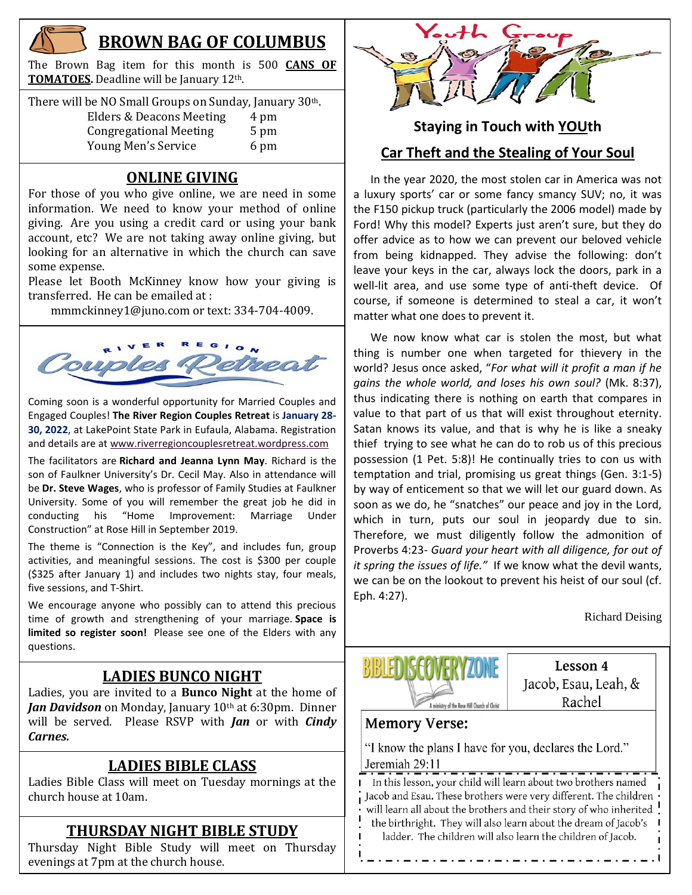## BROWN BAG OF COLUMBUS

The Brown Bag item for this month is 500 **CANS OF TOMATOES.** Deadline will be January 12th.

There will be NO Small Groups on Sunday, January 30th.

| | |
|---|---|
| Elders & Deacons Meeting | 4 pm |
| Congregational Meeting | 5 pm |
| Young Men's Service | 6 pm |

## ONLINE GIVING

For those of you who give online, we are need in some information. We need to know your method of online giving. Are you using a credit card or using your bank account, etc? We are not taking away online giving, but looking for an alternative in which the church can save some expense.

Please let Booth McKinney know how your giving is transferred. He can be emailed at :

mmmckinney1@juno.com or text: 334-704-4009.

## RIVER REGION Couples Retreat

Coming soon is a wonderful opportunity for Married Couples and Engaged Couples! **The River Region Couples Retreat** is **January 28-30, 2022**, at LakePoint State Park in Eufaula, Alabama. Registration and details are at www.riverregioncouplesretreat.wordpress.com

The facilitators are **Richard and Jeanna Lynn May**. Richard is the son of Faulkner University's Dr. Cecil May. Also in attendance will be **Dr. Steve Wages**, who is professor of Family Studies at Faulkner University. Some of you will remember the great job he did in conducting his "Home Improvement: Marriage Under Construction" at Rose Hill in September 2019.

The theme is "Connection is the Key", and includes fun, group activities, and meaningful sessions. The cost is $300 per couple ($325 after January 1) and includes two nights stay, four meals, five sessions, and T-Shirt.

We encourage anyone who possibly can to attend this precious time of growth and strengthening of your marriage. **Space is limited so register soon!** Please see one of the Elders with any questions.

## LADIES BUNCO NIGHT

Ladies, you are invited to a **Bunco Night** at the home of ***Jan Davidson*** on Monday, January 10th at 6:30pm. Dinner will be served. Please RSVP with ***Jan*** or with ***Cindy Carnes.***

## LADIES BIBLE CLASS

Ladies Bible Class will meet on Tuesday mornings at the church house at 10am.

## THURSDAY NIGHT BIBLE STUDY

Thursday Night Bible Study will meet on Thursday evenings at 7pm at the church house.

## Youth Group

### Staying in Touch with YOUth

### Car Theft and the Stealing of Your Soul

In the year 2020, the most stolen car in America was not a luxury sports' car or some fancy smancy SUV; no, it was the F150 pickup truck (particularly the 2006 model) made by Ford! Why this model? Experts just aren't sure, but they do offer advice as to how we can prevent our beloved vehicle from being kidnapped. They advise the following: don't leave your keys in the car, always lock the doors, park in a well-lit area, and use some type of anti-theft device. Of course, if someone is determined to steal a car, it won't matter what one does to prevent it.

We now know what car is stolen the most, but what thing is number one when targeted for thievery in the world? Jesus once asked, "*For what will it profit a man if he gains the whole world, and loses his own soul?* (Mk. 8:37), thus indicating there is nothing on earth that compares in value to that part of us that will exist throughout eternity. Satan knows its value, and that is why he is like a sneaky thief trying to see what he can do to rob us of this precious possession (1 Pet. 5:8)! He continually tries to con us with temptation and trial, promising us great things (Gen. 3:1-5) by way of enticement so that we will let our guard down. As soon as we do, he "snatches" our peace and joy in the Lord, which in turn, puts our soul in jeopardy due to sin. Therefore, we must diligently follow the admonition of Proverbs 4:23- *Guard your heart with all diligence, for out of it spring the issues of life."* If we know what the devil wants, we can be on the lookout to prevent his heist of our soul (cf. Eph. 4:27).

Richard Deising

## BIBLE DISCOVERY ZONE

A ministry of the Rose Hill Church of Christ

**Lesson 4**
Jacob, Esau, Leah, & Rachel

### Memory Verse:

"I know the plans I have for you, declares the Lord." Jeremiah 29:11

In this lesson, your child will learn about two brothers named Jacob and Esau. These brothers were very different. The children will learn all about the brothers and their story of who inherited the birthright. They will also learn about the dream of Jacob's ladder. The children will also learn the children of Jacob.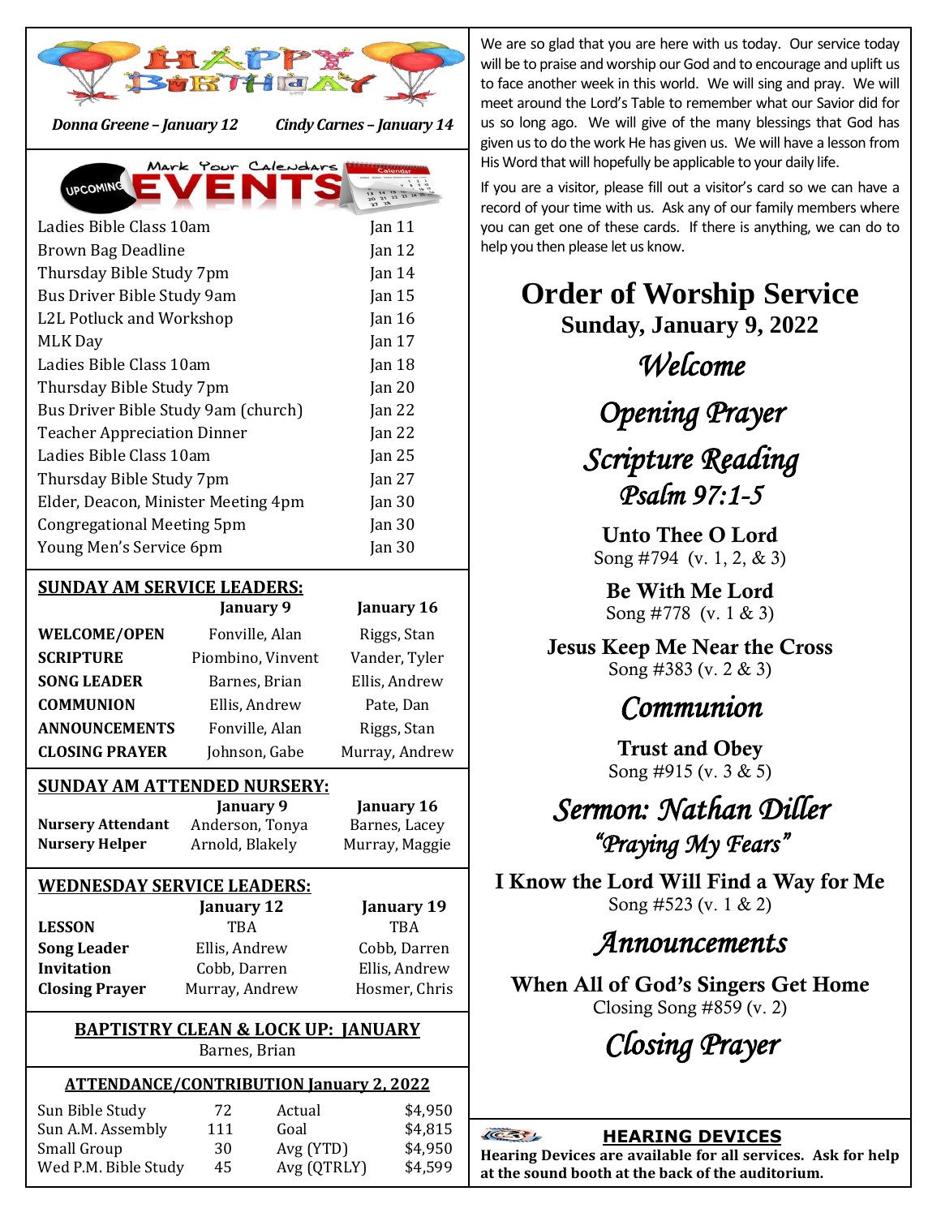HAPPY BIRTHDAY

*Donna Greene – January 12* *Cindy Carnes – January 14*

Mark Your Calendars

## UPCOMING EVENTS

| | |
|---|---|
| Ladies Bible Class 10am | Jan 11 |
| Brown Bag Deadline | Jan 12 |
| Thursday Bible Study 7pm | Jan 14 |
| Bus Driver Bible Study 9am | Jan 15 |
| L2L Potluck and Workshop | Jan 16 |
| MLK Day | Jan 17 |
| Ladies Bible Class 10am | Jan 18 |
| Thursday Bible Study 7pm | Jan 20 |
| Bus Driver Bible Study 9am (church) | Jan 22 |
| Teacher Appreciation Dinner | Jan 22 |
| Ladies Bible Class 10am | Jan 25 |
| Thursday Bible Study 7pm | Jan 27 |
| Elder, Deacon, Minister Meeting 4pm | Jan 30 |
| Congregational Meeting 5pm | Jan 30 |
| Young Men's Service 6pm | Jan 30 |

## SUNDAY AM SERVICE LEADERS:

| | January 9 | January 16 |
|---|---|---|
| **WELCOME/OPEN** | Fonville, Alan | Riggs, Stan |
| **SCRIPTURE** | Piombino, Vinvent | Vander, Tyler |
| **SONG LEADER** | Barnes, Brian | Ellis, Andrew |
| **COMMUNION** | Ellis, Andrew | Pate, Dan |
| **ANNOUNCEMENTS** | Fonville, Alan | Riggs, Stan |
| **CLOSING PRAYER** | Johnson, Gabe | Murray, Andrew |

## SUNDAY AM ATTENDED NURSERY:

| | January 9 | January 16 |
|---|---|---|
| **Nursery Attendant** | Anderson, Tonya | Barnes, Lacey |
| **Nursery Helper** | Arnold, Blakely | Murray, Maggie |

## WEDNESDAY SERVICE LEADERS:

| | January 12 | January 19 |
|---|---|---|
| **LESSON** | TBA | TBA |
| **Song Leader** | Ellis, Andrew | Cobb, Darren |
| **Invitation** | Cobb, Darren | Ellis, Andrew |
| **Closing Prayer** | Murray, Andrew | Hosmer, Chris |

## BAPTISTRY CLEAN & LOCK UP: JANUARY

Barnes, Brian

## ATTENDANCE/CONTRIBUTION January 2, 2022

| | | | |
|---|---|---|---|
| Sun Bible Study | 72 | Actual | $4,950 |
| Sun A.M. Assembly | 111 | Goal | $4,815 |
| Small Group | 30 | Avg (YTD) | $4,950 |
| Wed P.M. Bible Study | 45 | Avg (QTRLY) | $4,599 |

We are so glad that you are here with us today. Our service today will be to praise and worship our God and to encourage and uplift us to face another week in this world. We will sing and pray. We will meet around the Lord's Table to remember what our Savior did for us so long ago. We will give of the many blessings that God has given us to do the work He has given us. We will have a lesson from His Word that will hopefully be applicable to your daily life.

If you are a visitor, please fill out a visitor's card so we can have a record of your time with us. Ask any of our family members where you can get one of these cards. If there is anything, we can do to help you then please let us know.

# Order of Worship Service

**Sunday, January 9, 2022**

*Welcome*

*Opening Prayer*

*Scripture Reading*
*Psalm 97:1-5*

**Unto Thee O Lord**
Song #794 (v. 1, 2, & 3)

**Be With Me Lord**
Song #778 (v. 1 & 3)

**Jesus Keep Me Near the Cross**
Song #383 (v. 2 & 3)

*Communion*

**Trust and Obey**
Song #915 (v. 3 & 5)

*Sermon: Nathan Diller*
*"Praying My Fears"*

**I Know the Lord Will Find a Way for Me**
Song #523 (v. 1 & 2)

*Announcements*

**When All of God's Singers Get Home**
Closing Song #859 (v. 2)

*Closing Prayer*

## HEARING DEVICES

**Hearing Devices are available for all services. Ask for help at the sound booth at the back of the auditorium.**